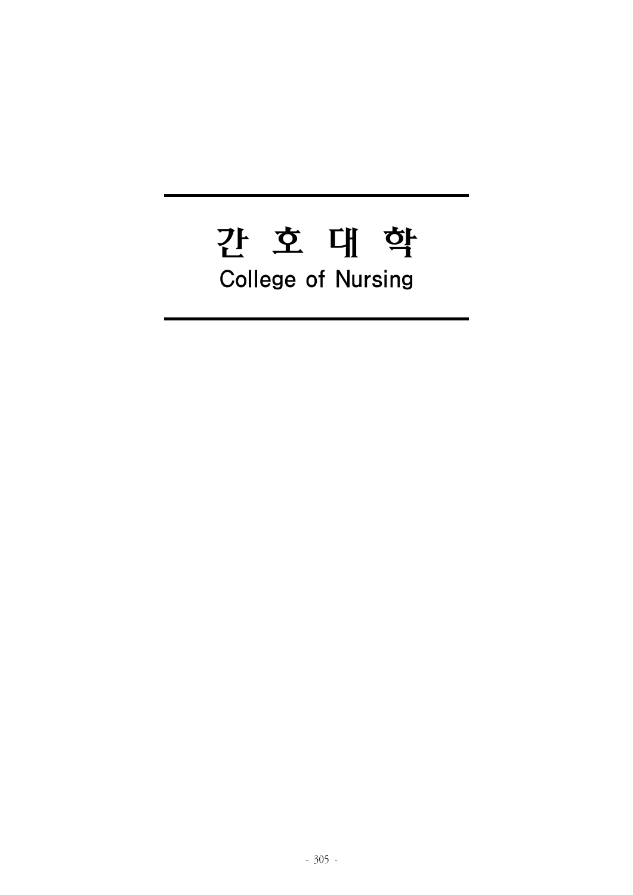# 간 호 대 학

## College of Nursing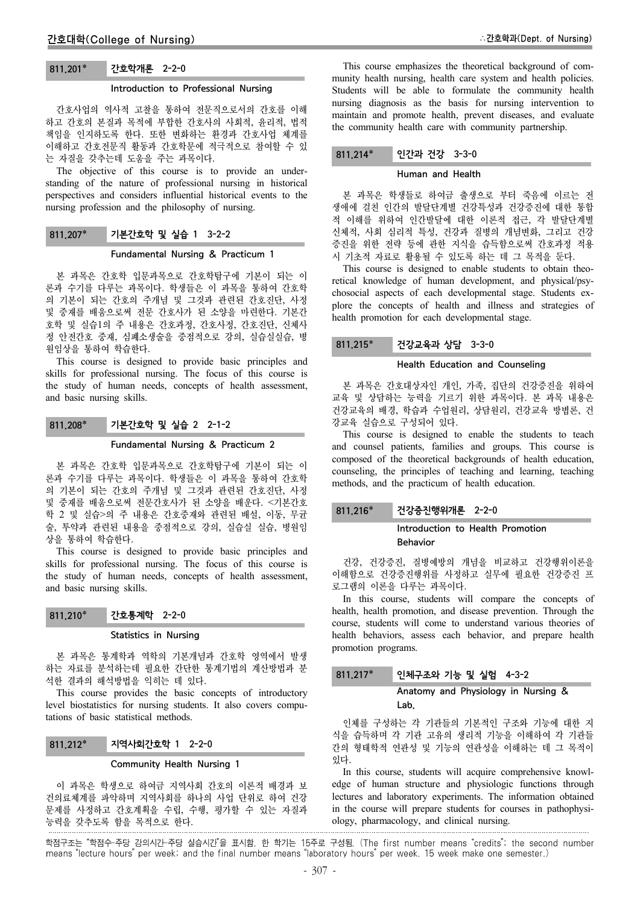### 811.201* 간호학개론 2-2-0

**Introduction to Professional Nursing**

간호사업의 역사적 고찰을 통하여 전문직으로서의 간호를 이해하고 간호의 본질과 목적에 부합한 간호사의 사회적, 윤리적, 법적 책임을 인지하도록 한다. 또한 변화하는 환경과 간호사업 체계를 이해하고 간호전문직 활동과 간호학문에 적극적으로 참여할 수 있는 자질을 갖추는데 도움을 주는 과목이다.

The objective of this course is to provide an understanding of the nature of professional nursing in historical perspectives and considers influential historical events to the nursing profession and the philosophy of nursing.

### 811.207* 기본간호학 및 실습 1 3-2-2

**Fundamental Nursing & Practicum 1**

본 과목은 간호학 입문과목으로 간호학탐구에 기본이 되는 이론과 수기를 다루는 과목이다. 학생들은 이 과목을 통하여 간호학의 기본이 되는 간호의 주개념 및 그것과 관련된 간호진단, 사정 및 중재를 배움으로써 전문 간호사가 된 소양을 마련한다. 기본간호학 및 실습1의 주 내용은 간호과정, 간호사정, 간호진단, 신체사정 안전간호 중재, 심폐소생술을 중점적으로 강의, 실습실실습, 병원임상을 통하여 학습한다.

This course is designed to provide basic principles and skills for professional nursing. The focus of this course is the study of human needs, concepts of health assessment, and basic nursing skills.

### 811.208* 기본간호학 및 실습 2 2-1-2

**Fundamental Nursing & Practicum 2**

본 과목은 간호학 입문과목으로 간호학탐구에 기본이 되는 이론과 수기를 다루는 과목이다. 학생들은 이 과목을 통하여 간호학의 기본이 되는 간호의 주개념 및 그것과 관련된 간호진단, 사정 및 중재를 배움으로써 전문간호사가 된 소양을 배운다. <기본간호학 2 및 실습>의 주 내용은 간호중재와 관련된 배설, 이동, 무균술, 투약과 관련된 내용을 중점적으로 강의, 실습실 실습, 병원임상을 통하여 학습한다.

This course is designed to provide basic principles and skills for professional nursing. The focus of this course is the study of human needs, concepts of health assessment, and basic nursing skills.

### 811.210* 간호통계학 2-2-0

**Statistics in Nursing**

본 과목은 통계학과 역학의 기본개념과 간호학 영역에서 발생하는 자료를 분석하는데 필요한 간단한 통계기법의 계산방법과 분석한 결과의 해석방법을 익히는 데 있다.

This course provides the basic concepts of introductory level biostatistics for nursing students. It also covers computations of basic statistical methods.

### 811.212* 지역사회간호학 1 2-2-0

**Community Health Nursing 1**

이 과목은 학생으로 하여금 지역사회 간호의 이론적 배경과 보건의료체계를 파악하며 지역사회를 하나의 사업 단위로 하여 건강문제를 사정하고 간호계획을 수립, 수행, 평가할 수 있는 자질과 능력을 갖추도록 함을 목적으로 한다.

This course emphasizes the theoretical background of community health nursing, health care system and health policies. Students will be able to formulate the community health nursing diagnosis as the basis for nursing intervention to maintain and promote health, prevent diseases, and evaluate the community health care with community partnership.

### 811.214* 인간과 건강 3-3-0

**Human and Health**

본 과목은 학생들로 하여금 출생으로 부터 죽음에 이르는 전 생에에 걸친 인간의 발달단계별 건강특성과 건강증진에 대한 통합적 이해를 위하여 인간발달에 대한 이론적 접근, 각 발달단계별 신체적, 사회 심리적 특성, 건강과 질병의 개념변화, 그리고 건강증진을 위한 전략 등에 관한 지식을 습득함으로써 간호과정 적용시 기초적 자료로 활용될 수 있도록 하는 데 그 목적을 둔다.

This course is designed to enable students to obtain theoretical knowledge of human development, and physical/psychosocial aspects of each developmental stage. Students explore the concepts of health and illness and strategies of health promotion for each developmental stage.

### 811.215* 건강교육과 상담 3-3-0

**Health Education and Counseling**

본 과목은 간호대상자인 개인, 가족, 집단의 건강증진을 위하여 교육 및 상담하는 능력을 기르기 위한 과목이다. 본 과목 내용은 건강교육의 배경, 학습과 수업원리, 상담원리, 건강교육 방법론, 건강교육 실습으로 구성되어 있다.

This course is designed to enable the students to teach and counsel patients, families and groups. This course is composed of the theoretical backgrounds of health education, counseling, the principles of teaching and learning, teaching methods, and the practicum of health education.

### 811.216* 건강증진행위개론 2-2-0

**Introduction to Health Promotion Behavior**

건강, 건강증진, 질병예방의 개념을 비교하고 건강행위이론을 이해함으로 건강증진행위를 사정하고 실무에 필요한 건강증진 프로그램의 이론을 다루는 과목이다.

In this course, students will compare the concepts of health, health promotion, and disease prevention. Through the course, students will come to understand various theories of health behaviors, assess each behavior, and prepare health promotion programs.

### 811.217* 인체구조와 기능 및 실험 4-3-2

**Anatomy and Physiology in Nursing & Lab.**

인체를 구성하는 각 기관들의 기본적인 구조와 기능에 대한 지식을 습득하며 각 기관 고유의 생리적 기능을 이해하여 각 기관들 간의 형태학적 연관성 및 기능의 연관성을 이해하는 데 그 목적이 있다.

In this course, students will acquire comprehensive knowledge of human structure and physiologic functions through lectures and laboratory experiments. The information obtained in the course will prepare students for courses in pathophysiology, pharmacology, and clinical nursing.

학점구조는 "학점수-주당 강의시간-주당 실습시간"을 표시함. 한 학기는 15주로 구성됨. (The first number means "credits"; the second number means "lecture hours" per week; and the final number means "laboratory hours" per week. 15 week make one semester.)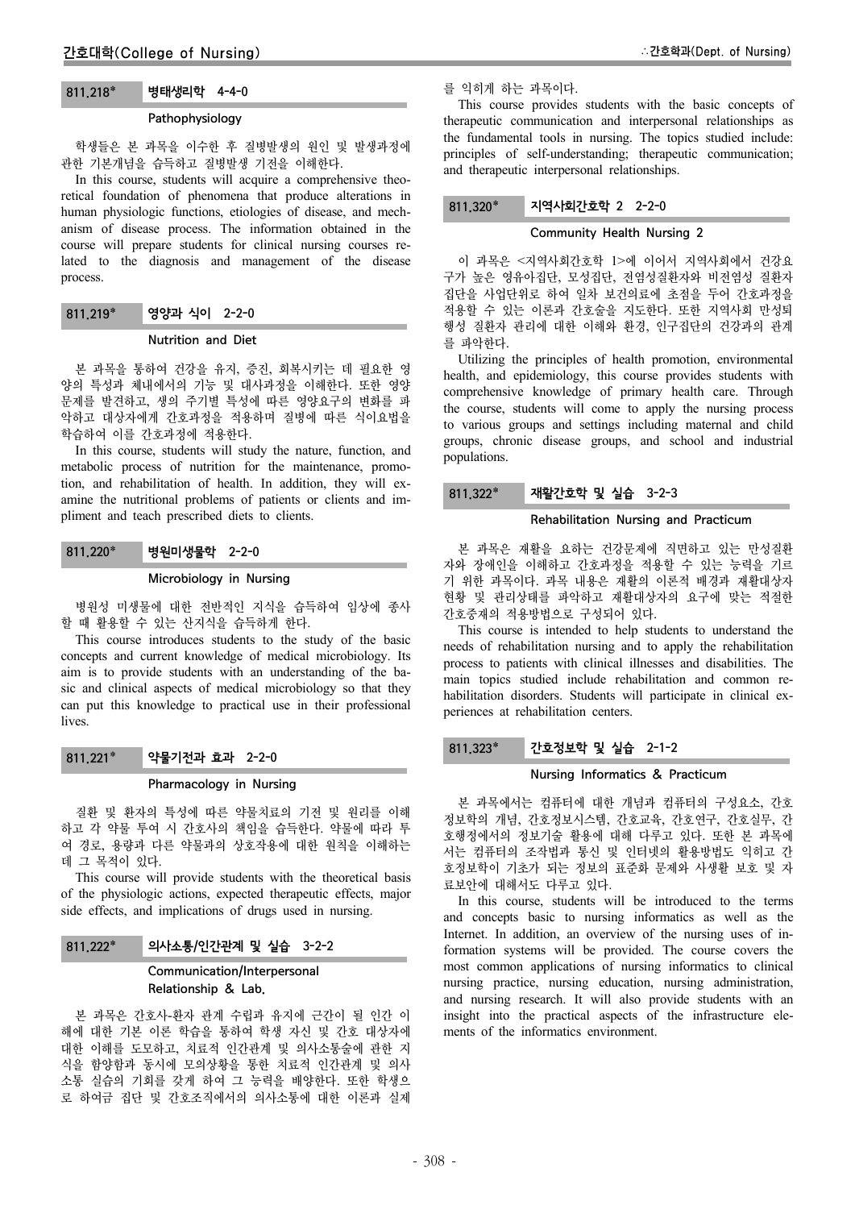### 811.218* 병태생리학 4-4-0

#### Pathophysiology

학생들은 본 과목을 이수한 후 질병발생의 원인 및 발생과정에 관한 기본개념을 습득하고 질병발생 기전을 이해한다.

In this course, students will acquire a comprehensive theoretical foundation of phenomena that produce alterations in human physiologic functions, etiologies of disease, and mechanism of disease process. The information obtained in the course will prepare students for clinical nursing courses related to the diagnosis and management of the disease process.

### 811.219* 영양과 식이 2-2-0

#### Nutrition and Diet

본 과목을 통하여 건강을 유지, 증진, 회복시키는 데 필요한 영양의 특성과 체내에서의 기능 및 대사과정을 이해한다. 또한 영양문제를 발견하고, 생의 주기별 특성에 따른 영양요구의 변화를 파악하고 대상자에게 간호과정을 적용하며 질병에 따른 식이요법을 학습하여 이를 간호과정에 적용한다.

In this course, students will study the nature, function, and metabolic process of nutrition for the maintenance, promotion, and rehabilitation of health. In addition, they will examine the nutritional problems of patients or clients and impliment and teach prescribed diets to clients.

### 811.220* 병원미생물학 2-2-0

#### Microbiology in Nursing

병원성 미생물에 대한 전반적인 지식을 습득하여 임상에 종사할 때 활용할 수 있는 산지식을 습득하게 한다.

This course introduces students to the study of the basic concepts and current knowledge of medical microbiology. Its aim is to provide students with an understanding of the basic and clinical aspects of medical microbiology so that they can put this knowledge to practical use in their professional lives.

### 811.221* 약물기전과 효과 2-2-0

#### Pharmacology in Nursing

질환 및 환자의 특성에 따른 약물치료의 기전 및 원리를 이해하고 각 약물 투여 시 간호사의 책임을 습득한다. 약물에 따라 투여 경로, 용량과 다른 약물과의 상호작용에 대한 원칙을 이해하는데 그 목적이 있다.

This course will provide students with the theoretical basis of the physiologic actions, expected therapeutic effects, major side effects, and implications of drugs used in nursing.

### 811.222* 의사소통/인간관계 및 실습 3-2-2

#### Communication/Interpersonal Relationship & Lab.

본 과목은 간호사-환자 관계 수립과 유지에 근간이 될 인간 이해에 대한 기본 이론 학습을 통하여 학생 자신 및 간호 대상자에 대한 이해를 도모하고, 치료적 인간관계 및 의사소통술에 관한 지식을 함양함과 동시에 모의상황을 통한 치료적 인간관계 및 의사소통 실습의 기회를 갖게 하여 그 능력을 배양한다. 또한 학생으로 하여금 집단 및 간호조직에서의 의사소통에 대한 이론과 실제를 익히게 하는 과목이다.

This course provides students with the basic concepts of therapeutic communication and interpersonal relationships as the fundamental tools in nursing. The topics studied include: principles of self-understanding; therapeutic communication; and therapeutic interpersonal relationships.

### 811.320* 지역사회간호학 2 2-2-0

#### Community Health Nursing 2

이 과목은 <지역사회간호학 1>에 이어서 지역사회에서 건강요구가 높은 영유아집단, 모성집단, 전염성질환자와 비전염성 질환자 집단을 사업단위로 하여 일차 보건의료에 초점을 두어 간호과정을 적용할 수 있는 이론과 간호술을 지도한다. 또한 지역사회 만성퇴행성 질환자 관리에 대한 이해와 환경, 인구집단의 건강과의 관계를 파악한다.

Utilizing the principles of health promotion, environmental health, and epidemiology, this course provides students with comprehensive knowledge of primary health care. Through the course, students will come to apply the nursing process to various groups and settings including maternal and child groups, chronic disease groups, and school and industrial populations.

### 811.322* 재활간호학 및 실습 3-2-3

#### Rehabilitation Nursing and Practicum

본 과목은 재활을 요하는 건강문제에 직면하고 있는 만성질환자와 장애인을 이해하고 간호과정을 적용할 수 있는 능력을 기르기 위한 과목이다. 과목 내용은 재활의 이론적 배경과 재활대상자 현황 및 관리상태를 파악하고 재활대상자의 요구에 맞는 적절한 간호중재의 적용방법으로 구성되어 있다.

This course is intended to help students to understand the needs of rehabilitation nursing and to apply the rehabilitation process to patients with clinical illnesses and disabilities. The main topics studied include rehabilitation and common rehabilitation disorders. Students will participate in clinical experiences at rehabilitation centers.

### 811.323* 간호정보학 및 실습 2-1-2

#### Nursing Informatics & Practicum

본 과목에서는 컴퓨터에 대한 개념과 컴퓨터의 구성요소, 간호정보학의 개념, 간호정보시스템, 간호교육, 간호연구, 간호실무, 간호행정에서의 정보기술 활용에 대해 다루고 있다. 또한 본 과목에서는 컴퓨터의 조작법과 통신 및 인터넷의 활용방법도 익히고 간호정보학이 기초가 되는 정보의 표준화 문제와 사생활 보호 및 자료보안에 대해서도 다루고 있다.

In this course, students will be introduced to the terms and concepts basic to nursing informatics as well as the Internet. In addition, an overview of the nursing uses of information systems will be provided. The course covers the most common applications of nursing informatics to clinical nursing practice, nursing education, nursing administration, and nursing research. It will also provide students with an insight into the practical aspects of the infrastructure elements of the informatics environment.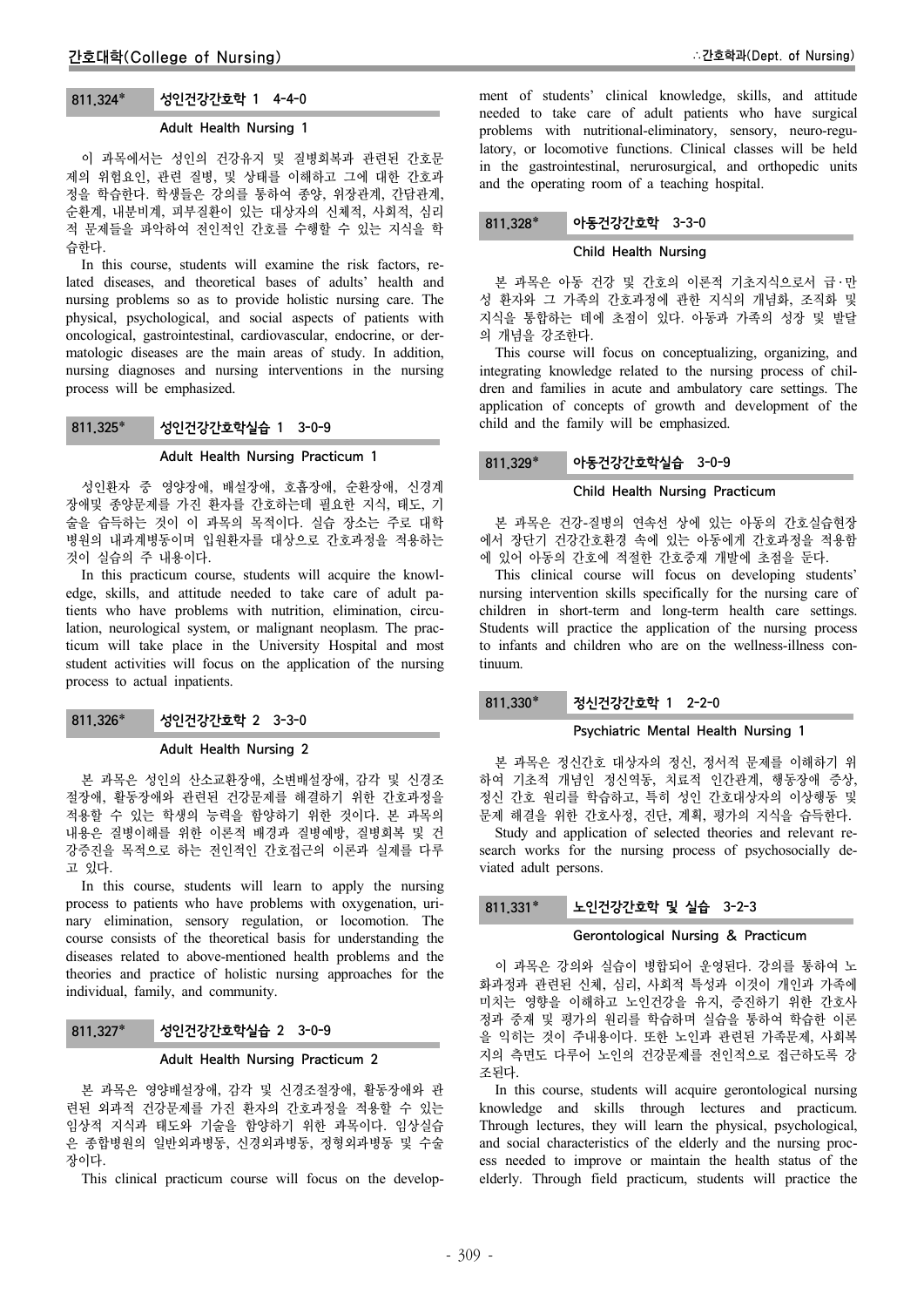### 811.324* 성인건강간호학 1 4-4-0

**Adult Health Nursing 1**

이 과목에서는 성인의 건강유지 및 질병회복과 관련된 간호문제의 위험요인, 관련 질병, 및 상태를 이해하고 그에 대한 간호과정을 학습한다. 학생들은 강의를 통하여 종양, 위장관계, 간담관계, 순환계, 내분비계, 피부질환이 있는 대상자의 신체적, 사회적, 심리적 문제들을 파악하여 전인적인 간호를 수행할 수 있는 지식을 학습한다.

In this course, students will examine the risk factors, related diseases, and theoretical bases of adults' health and nursing problems so as to provide holistic nursing care. The physical, psychological, and social aspects of patients with oncological, gastrointestinal, cardiovascular, endocrine, or dermatologic diseases are the main areas of study. In addition, nursing diagnoses and nursing interventions in the nursing process will be emphasized.

### 811.325* 성인건강간호학실습 1 3-0-9

**Adult Health Nursing Practicum 1**

성인환자 중 영양장애, 배설장애, 호흡장애, 순환장애, 신경계장애및 종양문제를 가진 환자를 간호하는데 필요한 지식, 태도, 기술을 습득하는 것이 이 과목의 목적이다. 실습 장소는 주로 대학병원의 내과계병동이며 입원환자를 대상으로 간호과정을 적용하는 것이 실습의 주 내용이다.

In this practicum course, students will acquire the knowledge, skills, and attitude needed to take care of adult patients who have problems with nutrition, elimination, circulation, neurological system, or malignant neoplasm. The practicum will take place in the University Hospital and most student activities will focus on the application of the nursing process to actual inpatients.

### 811.326* 성인건강간호학 2 3-3-0

**Adult Health Nursing 2**

본 과목은 성인의 산소교환장애, 소변배설장애, 감각 및 신경조절장애, 활동장애와 관련된 건강문제를 해결하기 위한 간호과정을 적용할 수 있는 학생의 능력을 함양하기 위한 것이다. 본 과목의 내용은 질병이해를 위한 이론적 배경과 질병예방, 질병회복 및 건강증진을 목적으로 하는 전인적인 간호접근의 이론과 실제를 다루고 있다.

In this course, students will learn to apply the nursing process to patients who have problems with oxygenation, urinary elimination, sensory regulation, or locomotion. The course consists of the theoretical basis for understanding the diseases related to above-mentioned health problems and the theories and practice of holistic nursing approaches for the individual, family, and community.

### 811.327* 성인건강간호학실습 2 3-0-9

**Adult Health Nursing Practicum 2**

본 과목은 영양배설장애, 감각 및 신경조절장애, 활동장애와 관련된 외과적 건강문제를 가진 환자의 간호과정을 적용할 수 있는 임상적 지식과 태도와 기술을 함양하기 위한 과목이다. 임상실습은 종합병원의 일반외과병동, 신경외과병동, 정형외과병동 및 수술장이다.

This clinical practicum course will focus on the development of students' clinical knowledge, skills, and attitude needed to take care of adult patients who have surgical problems with nutritional-eliminatory, sensory, neuro-regulatory, or locomotive functions. Clinical classes will be held in the gastrointestinal, nerurosurgical, and orthopedic units and the operating room of a teaching hospital.

### 811.328* 아동건강간호학 3-3-0

**Child Health Nursing**

본 과목은 아동 건강 및 간호의 이론적 기초지식으로서 급·만성 환자와 그 가족의 간호과정에 관한 지식의 개념화, 조직화 및 지식을 통합하는 데에 초점이 있다. 아동과 가족의 성장 및 발달의 개념을 강조한다.

This course will focus on conceptualizing, organizing, and integrating knowledge related to the nursing process of children and families in acute and ambulatory care settings. The application of concepts of growth and development of the child and the family will be emphasized.

### 811.329* 아동건강간호학실습 3-0-9

**Child Health Nursing Practicum**

본 과목은 건강-질병의 연속선 상에 있는 아동의 간호실습현장에서 장단기 건강간호환경 속에 있는 아동에게 간호과정을 적용함에 있어 아동의 간호에 적절한 간호중재 개발에 초점을 둔다.

This clinical course will focus on developing students' nursing intervention skills specifically for the nursing care of children in short-term and long-term health care settings. Students will practice the application of the nursing process to infants and children who are on the wellness-illness continuum.

### 811.330* 정신건강간호학 1 2-2-0

**Psychiatric Mental Health Nursing 1**

본 과목은 정신간호 대상자의 정신, 정서적 문제를 이해하기 위하여 기초적 개념인 정신역동, 치료적 인간관계, 행동장애 증상, 정신 간호 원리를 학습하고, 특히 성인 간호대상자의 이상행동 및 문제 해결을 위한 간호사정, 진단, 계획, 평가의 지식을 습득한다.

Study and application of selected theories and relevant research works for the nursing process of psychosocially deviated adult persons.

### 811.331* 노인건강간호학 및 실습 3-2-3

**Gerontological Nursing & Practicum**

이 과목은 강의와 실습이 병합되어 운영된다. 강의를 통하여 노화과정과 관련된 신체, 심리, 사회적 특성과 이것이 개인과 가족에 미치는 영향을 이해하고 노인건강을 유지, 증진하기 위한 간호사정과 중재 및 평가의 원리를 학습하며 실습을 통하여 학습한 이론을 익히는 것이 주내용이다. 또한 노인과 관련된 가족문제, 사회복지의 측면도 다루어 노인의 건강문제를 전인적으로 접근하도록 강조된다.

In this course, students will acquire gerontological nursing knowledge and skills through lectures and practicum. Through lectures, they will learn the physical, psychological, and social characteristics of the elderly and the nursing process needed to improve or maintain the health status of the elderly. Through field practicum, students will practice the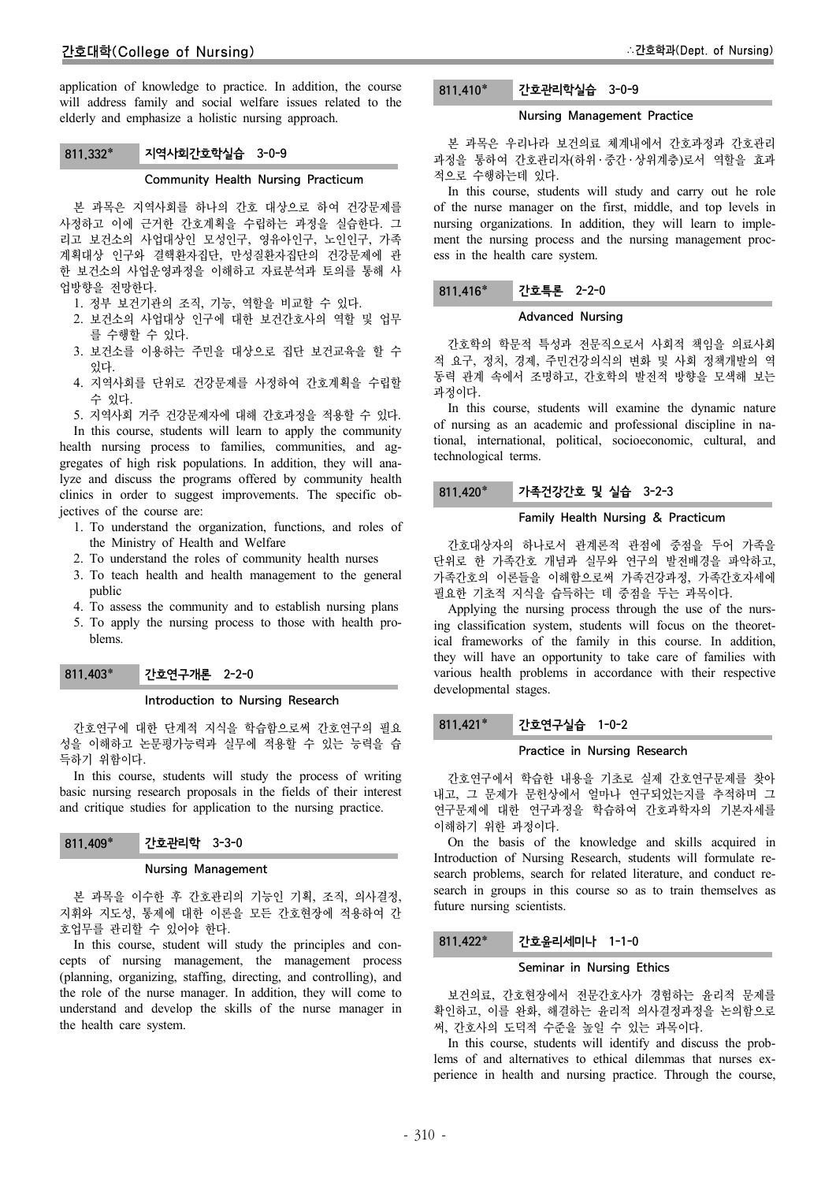application of knowledge to practice. In addition, the course will address family and social welfare issues related to the elderly and emphasize a holistic nursing approach.

### 811.332* 지역사회간호학실습 3-0-9

**Community Health Nursing Practicum**

본 과목은 지역사회를 하나의 간호 대상으로 하여 건강문제를 사정하고 이에 근거한 간호계획을 수립하는 과정을 실습한다. 그리고 보건소의 사업대상인 모성인구, 영유아인구, 노인인구, 가족계획대상 인구와 결핵환자집단, 만성질환자집단의 건강문제에 관한 보건소의 사업운영과정을 이해하고 자료분석과 토의를 통해 사업방향을 전망한다.

1. 정부 보건기관의 조직, 기능, 역할을 비교할 수 있다.
2. 보건소의 사업대상 인구에 대한 보건간호사의 역할 및 업무를 수행할 수 있다.
3. 보건소를 이용하는 주민을 대상으로 집단 보건교육을 할 수 있다.
4. 지역사회를 단위로 건강문제를 사정하여 간호계획을 수립할 수 있다.
5. 지역사회 거주 건강문제자에 대해 간호과정을 적용할 수 있다.

In this course, students will learn to apply the community health nursing process to families, communities, and aggregates of high risk populations. In addition, they will analyze and discuss the programs offered by community health clinics in order to suggest improvements. The specific objectives of the course are:

1. To understand the organization, functions, and roles of the Ministry of Health and Welfare
2. To understand the roles of community health nurses
3. To teach health and health management to the general public
4. To assess the community and to establish nursing plans
5. To apply the nursing process to those with health problems.

### 811.403* 간호연구개론 2-2-0

**Introduction to Nursing Research**

간호연구에 대한 단계적 지식을 학습함으로써 간호연구의 필요성을 이해하고 논문평가능력과 실무에 적용할 수 있는 능력을 습득하기 위함이다.

In this course, students will study the process of writing basic nursing research proposals in the fields of their interest and critique studies for application to the nursing practice.

### 811.409* 간호관리학 3-3-0

**Nursing Management**

본 과목을 이수한 후 간호관리의 기능인 기획, 조직, 의사결정, 지휘와 지도성, 통제에 대한 이론을 모든 간호현장에 적용하여 간호업무를 관리할 수 있어야 한다.

In this course, student will study the principles and concepts of nursing management, the management process (planning, organizing, staffing, directing, and controlling), and the role of the nurse manager. In addition, they will come to understand and develop the skills of the nurse manager in the health care system.

### 811.410* 간호관리학실습 3-0-9

**Nursing Management Practice**

본 과목은 우리나라 보건의료 체계내에서 간호과정과 간호관리 과정을 통하여 간호관리자(하위·중간·상위계층)로서 역할을 효과적으로 수행하는데 있다.

In this course, students will study and carry out he role of the nurse manager on the first, middle, and top levels in nursing organizations. In addition, they will learn to implement the nursing process and the nursing management process in the health care system.

### 811.416* 간호특론 2-2-0

**Advanced Nursing**

간호학의 학문적 특성과 전문직으로서 사회적 책임을 의료사회적 요구, 정치, 경제, 주민건강의식의 변화 및 사회 정책개발의 역동력 관계 속에서 조명하고, 간호학의 발전적 방향을 모색해 보는 과정이다.

In this course, students will examine the dynamic nature of nursing as an academic and professional discipline in national, international, political, socioeconomic, cultural, and technological terms.

### 811.420* 가족건강간호 및 실습 3-2-3

**Family Health Nursing & Practicum**

간호대상자의 하나로서 관계론적 관점에 중점을 두어 가족을 단위로 한 가족간호 개념과 실무와 연구의 발전배경을 파악하고, 가족간호의 이론들을 이해함으로써 가족건강과정, 가족간호자세에 필요한 기초적 지식을 습득하는 데 중점을 두는 과목이다.

Applying the nursing process through the use of the nursing classification system, students will focus on the theoretical frameworks of the family in this course. In addition, they will have an opportunity to take care of families with various health problems in accordance with their respective developmental stages.

### 811.421* 간호연구실습 1-0-2

**Practice in Nursing Research**

간호연구에서 학습한 내용을 기초로 실제 간호연구문제를 찾아내고, 그 문제가 문헌상에서 얼마나 연구되었는지를 추적하며 그 연구문제에 대한 연구과정을 학습하여 간호과학자의 기본자세를 이해하기 위한 과정이다.

On the basis of the knowledge and skills acquired in Introduction of Nursing Research, students will formulate research problems, search for related literature, and conduct research in groups in this course so as to train themselves as future nursing scientists.

### 811.422* 간호윤리세미나 1-1-0

**Seminar in Nursing Ethics**

보건의료, 간호현장에서 전문간호사가 경험하는 윤리적 문제를 확인하고, 이를 완화, 해결하는 윤리적 의사결정과정을 논의함으로써, 간호사의 도덕적 수준을 높일 수 있는 과목이다.

In this course, students will identify and discuss the problems of and alternatives to ethical dilemmas that nurses experience in health and nursing practice. Through the course,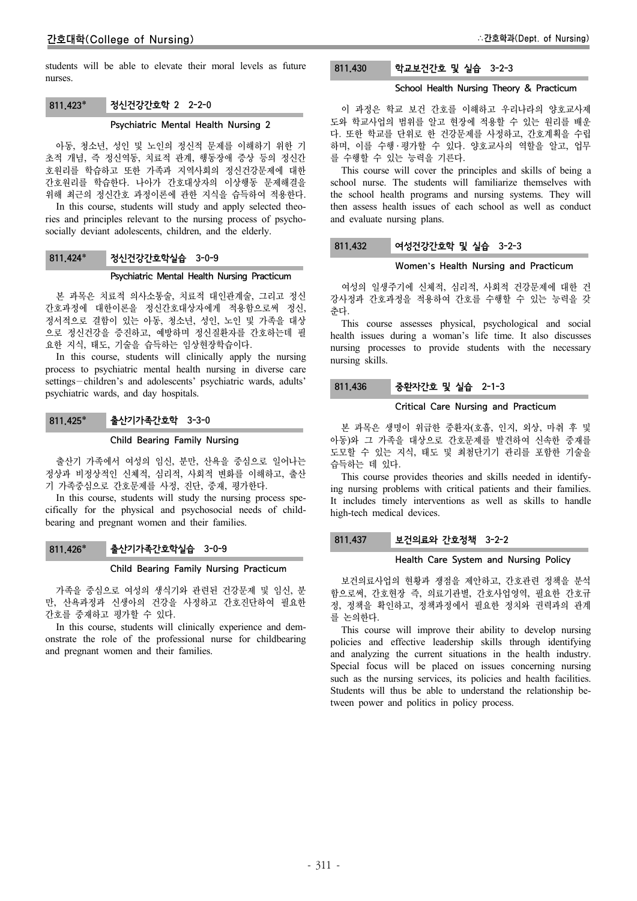students will be able to elevate their moral levels as future nurses.

### 811.423* 정신건강간호학 2 2-2-0

**Psychiatric Mental Health Nursing 2**

아동, 청소년, 성인 및 노인의 정신적 문제를 이해하기 위한 기초적 개념, 즉 정신역동, 치료적 관계, 행동장애 증상 등의 정신간호원리를 학습하고 또한 가족과 지역사회의 정신건강문제에 대한 간호원리를 학습한다. 나아가 간호대상자의 이상행동 문제해결을 위해 최근의 정신간호 과정이론에 관한 지식을 습득하여 적용한다.

In this course, students will study and apply selected theories and principles relevant to the nursing process of psychosocially deviant adolescents, children, and the elderly.

### 811.424* 정신건강간호학실습 3-0-9

**Psychiatric Mental Health Nursing Practicum**

본 과목은 치료적 의사소통술, 치료적 대인관계술, 그리고 정신간호과정에 대한이론을 정신간호대상자에게 적용함으로써 정신, 정서적으로 결함이 있는 아동, 청소년, 성인, 노인 및 가족을 대상으로 정신건강을 증진하고, 예방하며 정신질환자를 간호하는데 필요한 지식, 태도, 기술을 습득하는 임상현장학습이다.

In this course, students will clinically apply the nursing process to psychiatric mental health nursing in diverse care settings-children's and adolescents' psychiatric wards, adults' psychiatric wards, and day hospitals.

### 811.425* 출산기가족간호학 3-3-0

**Child Bearing Family Nursing**

출산기 가족에서 여성의 임신, 분만, 산욕을 중심으로 일어나는 정상과 비정상적인 신체적, 심리적, 사회적 변화를 이해하고, 출산기 가족중심으로 간호문제를 사정, 진단, 중재, 평가한다.

In this course, students will study the nursing process specifically for the physical and psychosocial needs of childbearing and pregnant women and their families.

### 811.426* 출산기가족간호학실습 3-0-9

**Child Bearing Family Nursing Practicum**

가족을 중심으로 여성의 생식기와 관련된 건강문제 및 임신, 분만, 산욕과정과 신생아의 건강을 사정하고 간호진단하여 필요한 간호를 중재하고 평가할 수 있다.

In this course, students will clinically experience and demonstrate the role of the professional nurse for childbearing and pregnant women and their families.

### 811.430 학교보건간호 및 실습 3-2-3

**School Health Nursing Theory & Practicum**

이 과정은 학교 보건 간호를 이해하고 우리나라의 양호교사제도와 학교사업의 범위를 알고 현장에 적용할 수 있는 원리를 배운다. 또한 학교를 단위로 한 건강문제를 사정하고, 간호계획을 수립하며, 이를 수행·평가할 수 있다. 양호교사의 역할을 알고, 업무를 수행할 수 있는 능력을 기른다.

This course will cover the principles and skills of being a school nurse. The students will familiarize themselves with the school health programs and nursing systems. They will then assess health issues of each school as well as conduct and evaluate nursing plans.

### 811.432 여성건강간호학 및 실습 3-2-3

**Women's Health Nursing and Practicum**

여성의 일생주기에 신체적, 심리적, 사회적 건강문제에 대한 건강사정과 간호과정을 적용하여 간호를 수행할 수 있는 능력을 갖춘다.

This course assesses physical, psychological and social health issues during a woman's life time. It also discusses nursing processes to provide students with the necessary nursing skills.

### 811.436 중환자간호 및 실습 2-1-3

**Critical Care Nursing and Practicum**

본 과목은 생명이 위급한 중환자(호흡, 인지, 외상, 마취 후 및 아동)와 그 가족을 대상으로 간호문제를 발견하여 신속한 중재를 도모할 수 있는 지식, 태도 및 최첨단기기 관리를 포함한 기술을 습득하는 데 있다.

This course provides theories and skills needed in identifying nursing problems with critical patients and their families. It includes timely interventions as well as skills to handle high-tech medical devices.

### 811.437 보건의료와 간호정책 3-2-2

**Health Care System and Nursing Policy**

보건의료사업의 현황과 쟁점을 제안하고, 간호관련 정책을 분석함으로써, 간호현장 즉, 의료기관별, 간호사업영역, 필요한 간호규정, 정책을 확인하고, 정책과정에서 필요한 정치와 권력과의 관계를 논의한다.

This course will improve their ability to develop nursing policies and effective leadership skills through identifying and analyzing the current situations in the health industry. Special focus will be placed on issues concerning nursing such as the nursing services, its policies and health facilities. Students will thus be able to understand the relationship between power and politics in policy process.